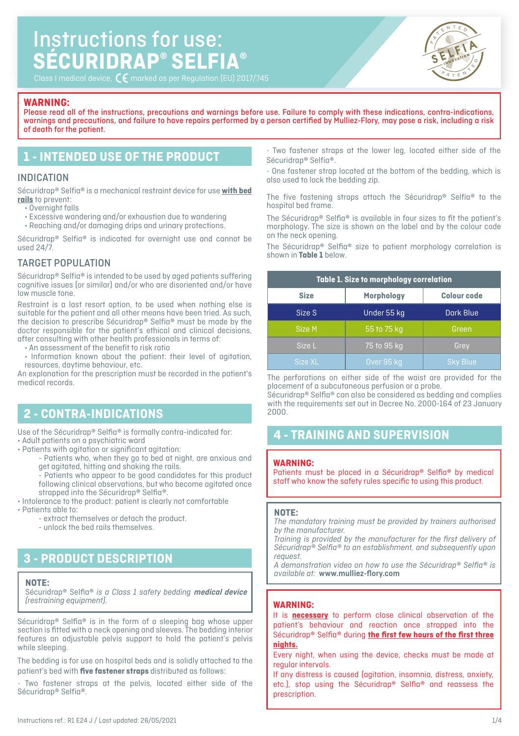# Instructions for use: SÉCURIDRAP® SELFIA®

Class I medical device, CE marked as per Regulation (EU) 2017/745

**WARNING:**
**Please read all of the instructions, precautions and warnings before use. Failure to comply with these indications, contra-indications, warnings and precautions, and failure to have repairs performed by a person certified by Mulliez-Flory, may pose a risk, including a risk of death for the patient.**

## 1 - INTENDED USE OF THE PRODUCT

### INDICATION

Sécuridrap® Selfia® is a mechanical restraint device for use **with bed rails** to prevent:
- Overnight falls
- Excessive wandering and/or exhaustion due to wandering
- Reaching and/or damaging drips and urinary protections.

Sécuridrap® Selfia® is indicated for overnight use and cannot be used 24/7.

### TARGET POPULATION

Sécuridrap® Selfia® is intended to be used by aged patients suffering cognitive issues (or similar) and/or who are disoriented and/or have low muscle tone.

Restraint is a last resort option, to be used when nothing else is suitable for the patient and all other means have been tried. As such, the decision to prescribe Sécuridrap® Selfia® must be made by the doctor responsible for the patient's ethical and clinical decisions, after consulting with other health professionals in terms of:
- An assessment of the benefit to risk ratio
- Information known about the patient: their level of agitation, resources, daytime behaviour, etc.

An explanation for the prescription must be recorded in the patient's medical records.

## 2 - CONTRA-INDICATIONS

Use of the Sécuridrap® Selfia® is formally contra-indicated for:
- Adult patients on a psychiatric ward
- Patients with agitation or significant agitation:
  - Patients who, when they go to bed at night, are anxious and get agitated, hitting and shaking the rails.
  - Patients who appear to be good candidates for this product following clinical observations, but who become agitated once strapped into the Sécuridrap® Selfia®.
- Intolerance to the product: patient is clearly not comfortable
- Patients able to:
  - extract themselves or detach the product.
  - unlock the bed rails themselves.

## 3 - PRODUCT DESCRIPTION

**NOTE:**
Sécuridrap® Selfia® *is a Class 1 safety bedding* ***medical device*** *(restraining equipment).*

Sécuridrap® Selfia® is in the form of a sleeping bag whose upper section is fitted with a neck opening and sleeves. The bedding interior features an adjustable pelvis support to hold the patient's pelvis while sleeping.

The bedding is for use on hospital beds and is solidly attached to the patient's bed with **five fastener straps** distributed as follows:

- Two fastener straps at the pelvis, located either side of the Sécuridrap® Selfia®.
- Two fastener straps at the lower leg, located either side of the Sécuridrap® Selfia®.
- One fastener strap located at the bottom of the bedding, which is also used to lock the bedding zip.

The five fastening straps attach the Sécuridrap® Selfia® to the hospital bed frame.

The Sécuridrap® Selfia® is available in four sizes to fit the patient's morphology. The size is shown on the label and by the colour code on the neck opening.

The Sécuridrap® Selfia® size to patient morphology correlation is shown in **Table 1** below.

**Table 1. Size to morphology correlation**

| Size | Morphology | Colour code |
|---|---|---|
| Size S | Under 55 kg | Dark Blue |
| Size M | 55 to 75 kg | Green |
| Size L | 75 to 95 kg | Grey |
| Size XL | Over 95 kg | Sky Blue |

The perforations on either side of the waist are provided for the placement of a subcutaneous perfusion or a probe.
Sécuridrap® Selfia® can also be considered as bedding and complies with the requirements set out in Decree No. 2000-164 of 23 January 2000.

## 4 - TRAINING AND SUPERVISION

**WARNING:**
Patients must be placed in a Sécuridrap® Selfia® by medical staff who know the safety rules specific to using this product.

**NOTE:**
*The mandatory training must be provided by trainers authorised by the manufacturer.*
*Training is provided by the manufacturer for the first delivery of Sécuridrap® Selfia® to an establishment, and subsequently upon request.*
*A demonstration video on how to use the Sécuridrap® Selfia® is available at:* **www.mulliez-flory.com**

**WARNING:**
It is **necessary** to perform close clinical observation of the patient's behaviour and reaction once strapped into the Sécuridrap® Selfia® during **the first few hours of the first three nights.**
Every night, when using the device, checks must be made at regular intervals.
If any distress is caused (agitation, insomnia, distress, anxiety, etc.), stop using the Sécuridrap® Selfia® and reassess the prescription.

Instructions ref.: R1 E24 J / Last updated: 26/05/2021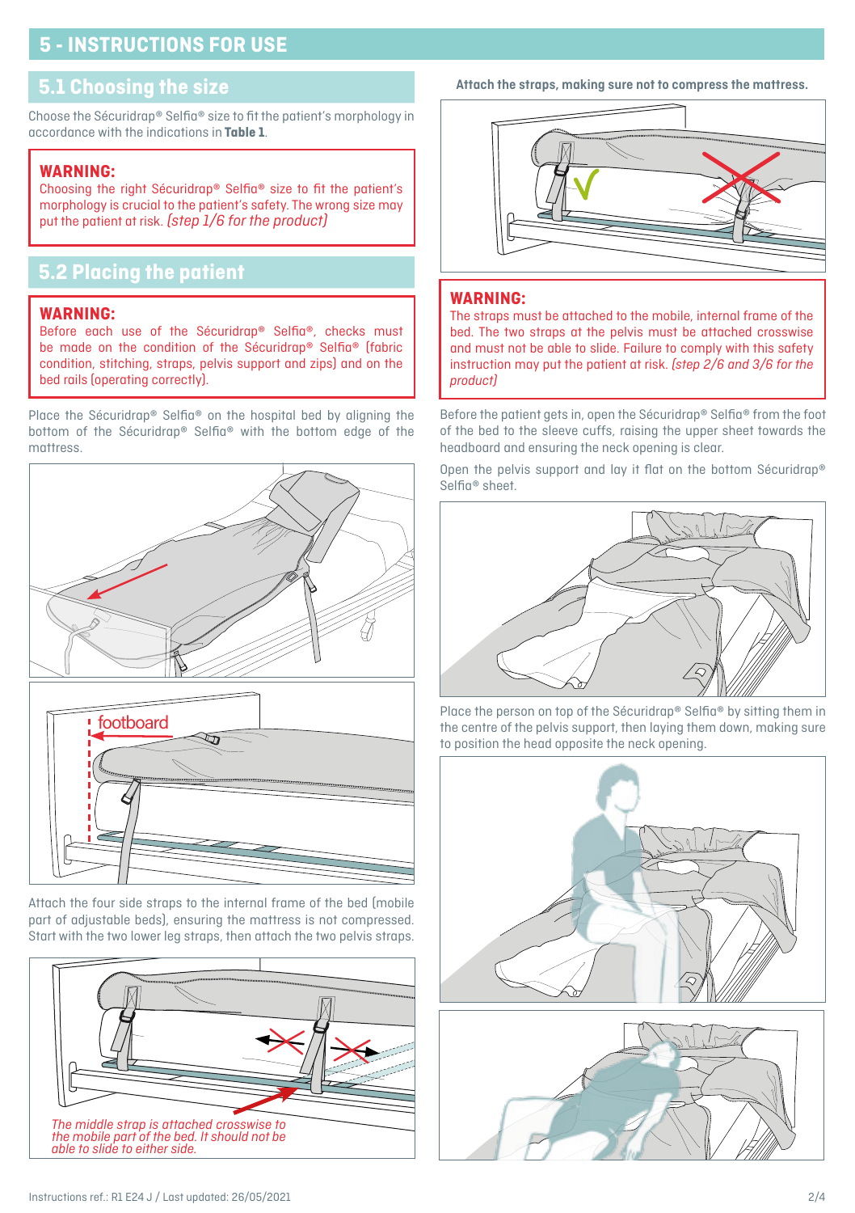# 5 - INSTRUCTIONS FOR USE

## 5.1 Choosing the size

Choose the Sécuridrap® Selfia® size to fit the patient's morphology in accordance with the indications in **Table 1**.

> **WARNING:**
> Choosing the right Sécuridrap® Selfia® size to fit the patient's morphology is crucial to the patient's safety. The wrong size may put the patient at risk. *(step 1/6 for the product)*

## 5.2 Placing the patient

> **WARNING:**
> Before each use of the Sécuridrap® Selfia®, checks must be made on the condition of the Sécuridrap® Selfia® (fabric condition, stitching, straps, pelvis support and zips) and on the bed rails (operating correctly).

Place the Sécuridrap® Selfia® on the hospital bed by aligning the bottom of the Sécuridrap® Selfia® with the bottom edge of the mattress.

footboard

Attach the four side straps to the internal frame of the bed (mobile part of adjustable beds), ensuring the mattress is not compressed. Start with the two lower leg straps, then attach the two pelvis straps.

*The middle strap is attached crosswise to the mobile part of the bed. It should not be able to slide to either side.*

**Attach the straps, making sure not to compress the mattress.**

> **WARNING:**
> The straps must be attached to the mobile, internal frame of the bed. The two straps at the pelvis must be attached crosswise and must not be able to slide. Failure to comply with this safety instruction may put the patient at risk. *(step 2/6 and 3/6 for the product)*

Before the patient gets in, open the Sécuridrap® Selfia® from the foot of the bed to the sleeve cuffs, raising the upper sheet towards the headboard and ensuring the neck opening is clear.

Open the pelvis support and lay it flat on the bottom Sécuridrap® Selfia® sheet.

Place the person on top of the Sécuridrap® Selfia® by sitting them in the centre of the pelvis support, then laying them down, making sure to position the head opposite the neck opening.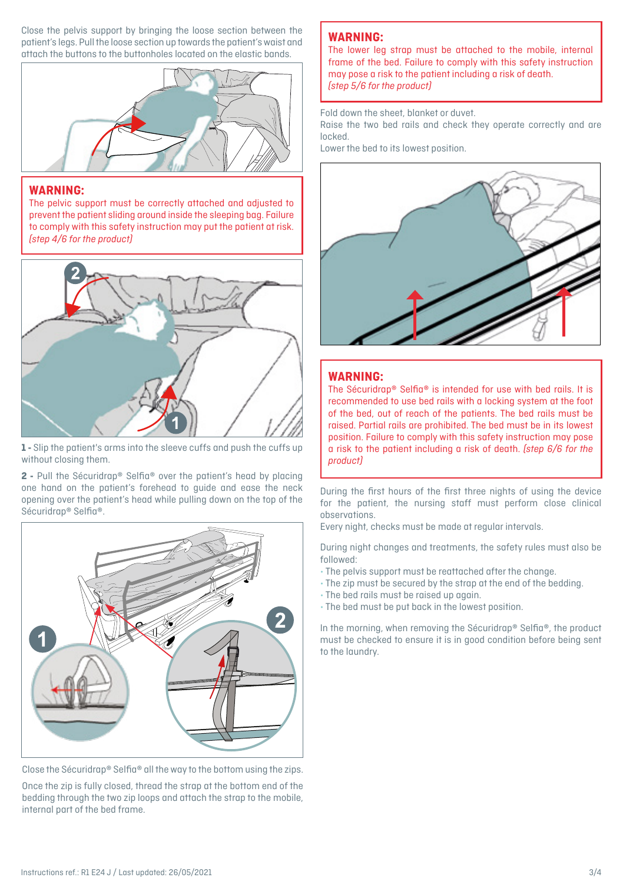Close the pelvis support by bringing the loose section between the patient's legs. Pull the loose section up towards the patient's waist and attach the buttons to the buttonholes located on the elastic bands.

**WARNING:**
The pelvic support must be correctly attached and adjusted to prevent the patient sliding around inside the sleeping bag. Failure to comply with this safety instruction may put the patient at risk. *(step 4/6 for the product)*

**1 -** Slip the patient's arms into the sleeve cuffs and push the cuffs up without closing them.

**2 -** Pull the Sécuridrap® Selfia® over the patient's head by placing one hand on the patient's forehead to guide and ease the neck opening over the patient's head while pulling down on the top of the Sécuridrap® Selfia®.

Close the Sécuridrap® Selfia® all the way to the bottom using the zips.

Once the zip is fully closed, thread the strap at the bottom end of the bedding through the two zip loops and attach the strap to the mobile, internal part of the bed frame.

**WARNING:**
The lower leg strap must be attached to the mobile, internal frame of the bed. Failure to comply with this safety instruction may pose a risk to the patient including a risk of death. *(step 5/6 for the product)*

Fold down the sheet, blanket or duvet.
Raise the two bed rails and check they operate correctly and are locked.
Lower the bed to its lowest position.

**WARNING:**
The Sécuridrap® Selfia® is intended for use with bed rails. It is recommended to use bed rails with a locking system at the foot of the bed, out of reach of the patients. The bed rails must be raised. Partial rails are prohibited. The bed must be in its lowest position. Failure to comply with this safety instruction may pose a risk to the patient including a risk of death. *(step 6/6 for the product)*

During the first hours of the first three nights of using the device for the patient, the nursing staff must perform close clinical observations.
Every night, checks must be made at regular intervals.

During night changes and treatments, the safety rules must also be followed:

- The pelvis support must be reattached after the change.
- The zip must be secured by the strap at the end of the bedding.
- The bed rails must be raised up again.
- The bed must be put back in the lowest position.

In the morning, when removing the Sécuridrap® Selfia®, the product must be checked to ensure it is in good condition before being sent to the laundry.

Instructions ref.: R1 E24 J / Last updated: 26/05/2021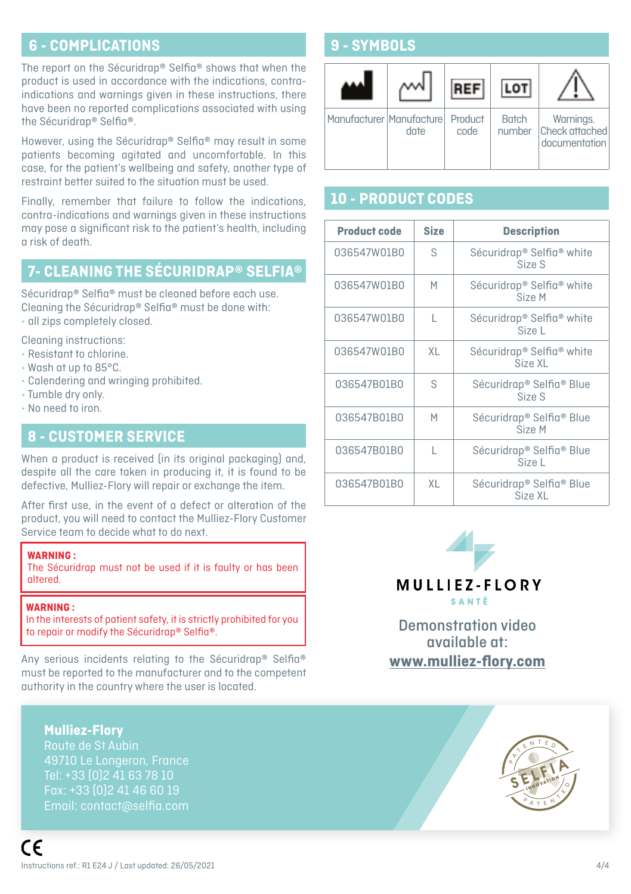## 6 - COMPLICATIONS

The report on the Sécuridrap® Selfia® shows that when the product is used in accordance with the indications, contra-indications and warnings given in these instructions, there have been no reported complications associated with using the Sécuridrap® Selfia®.

However, using the Sécuridrap® Selfia® may result in some patients becoming agitated and uncomfortable. In this case, for the patient's wellbeing and safety, another type of restraint better suited to the situation must be used.

Finally, remember that failure to follow the indications, contra-indications and warnings given in these instructions may pose a significant risk to the patient's health, including a risk of death.

## 7- CLEANING THE SÉCURIDRAP® SELFIA®

Sécuridrap® Selfia® must be cleaned before each use.
Cleaning the Sécuridrap® Selfia® must be done with:
- all zips completely closed.

Cleaning instructions:
- Resistant to chlorine.
- Wash at up to 85°C.
- Calendering and wringing prohibited.
- Tumble dry only.
- No need to iron.

## 8 - CUSTOMER SERVICE

When a product is received (in its original packaging) and, despite all the care taken in producing it, it is found to be defective, Mulliez-Flory will repair or exchange the item.

After first use, in the event of a defect or alteration of the product, you will need to contact the Mulliez-Flory Customer Service team to decide what to do next.

**WARNING :**
The Sécuridrap must not be used if it is faulty or has been altered.

**WARNING :**
In the interests of patient safety, it is strictly prohibited for you to repair or modify the Sécuridrap® Selfia®.

Any serious incidents relating to the Sécuridrap® Selfia® must be reported to the manufacturer and to the competent authority in the country where the user is located.

## 9 - SYMBOLS

| | | REF | LOT | |
|---|---|---|---|---|
| Manufacturer | Manufacture date | Product code | Batch number | Warnings. Check attached documentation |

## 10 - PRODUCT CODES

| Product code | Size | Description |
|---|---|---|
| 036547W01B0 | S | Sécuridrap® Selfia® white Size S |
| 036547W01B0 | M | Sécuridrap® Selfia® white Size M |
| 036547W01B0 | L | Sécuridrap® Selfia® white Size L |
| 036547W01B0 | XL | Sécuridrap® Selfia® white Size XL |
| 036547B01B0 | S | Sécuridrap® Selfia® Blue Size S |
| 036547B01B0 | M | Sécuridrap® Selfia® Blue Size M |
| 036547B01B0 | L | Sécuridrap® Selfia® Blue Size L |
| 036547B01B0 | XL | Sécuridrap® Selfia® Blue Size XL |

MULLIEZ-FLORY
SANTÉ

Demonstration video available at:
**www.mulliez-flory.com**

**Mulliez-Flory**
Route de St Aubin
49710 Le Longeron, France
Tel: +33 (0)2 41 63 78 10
Fax: +33 (0)2 41 46 60 19
Email: contact@selfia.com

PATENTED SELFIA INNOVATION PATENTED

CE

Instructions ref.: R1 E24 J / Last updated: 26/05/2021